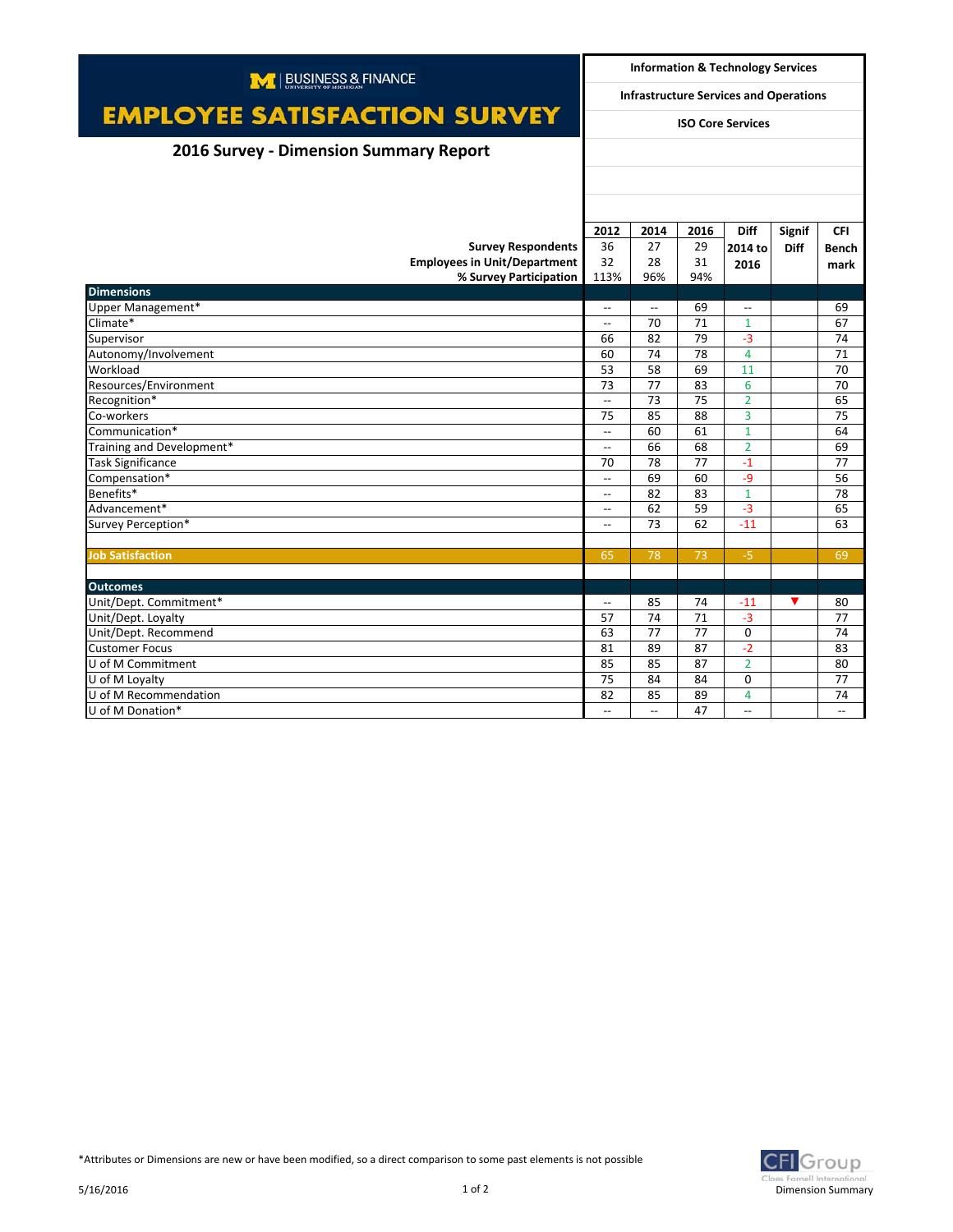BUSINESS & FINANCE
UNIVERSITY OF MICHIGAN

# EMPLOYEE SATISFACTION SURVEY

## 2016 Survey - Dimension Summary Report

**Information & Technology Services**

**Infrastructure Services and Operations**

**ISO Core Services**

| | 2012 | 2014 | 2016 | Diff 2014 to 2016 | Signif Diff | CFI Benchmark |
|---|---|---|---|---|---|---|
| **Survey Respondents** | 36 | 27 | 29 | | | |
| **Employees in Unit/Department** | 32 | 28 | 31 | | | |
| **% Survey Participation** | 113% | 96% | 94% | | | |
| **Dimensions** | | | | | | |
| Upper Management* | -- | -- | 69 | -- | | 69 |
| Climate* | -- | 70 | 71 | 1 | | 67 |
| Supervisor | 66 | 82 | 79 | -3 | | 74 |
| Autonomy/Involvement | 60 | 74 | 78 | 4 | | 71 |
| Workload | 53 | 58 | 69 | 11 | | 70 |
| Resources/Environment | 73 | 77 | 83 | 6 | | 70 |
| Recognition* | -- | 73 | 75 | 2 | | 65 |
| Co-workers | 75 | 85 | 88 | 3 | | 75 |
| Communication* | -- | 60 | 61 | 1 | | 64 |
| Training and Development* | -- | 66 | 68 | 2 | | 69 |
| Task Significance | 70 | 78 | 77 | -1 | | 77 |
| Compensation* | -- | 69 | 60 | -9 | | 56 |
| Benefits* | -- | 82 | 83 | 1 | | 78 |
| Advancement* | -- | 62 | 59 | -3 | | 65 |
| Survey Perception* | -- | 73 | 62 | -11 | | 63 |
| **Job Satisfaction** | 65 | 78 | 73 | -5 | | 69 |
| **Outcomes** | | | | | | |
| Unit/Dept. Commitment* | -- | 85 | 74 | -11 | ▼ | 80 |
| Unit/Dept. Loyalty | 57 | 74 | 71 | -3 | | 77 |
| Unit/Dept. Recommend | 63 | 77 | 77 | 0 | | 74 |
| Customer Focus | 81 | 89 | 87 | -2 | | 83 |
| U of M Commitment | 85 | 85 | 87 | 2 | | 80 |
| U of M Loyalty | 75 | 84 | 84 | 0 | | 77 |
| U of M Recommendation | 82 | 85 | 89 | 4 | | 74 |
| U of M Donation* | -- | -- | 47 | -- | | -- |

*Attributes or Dimensions are new or have been modified, so a direct comparison to some past elements is not possible

5/16/2016

CFI Group
Claes Fornell International
Dimension Summary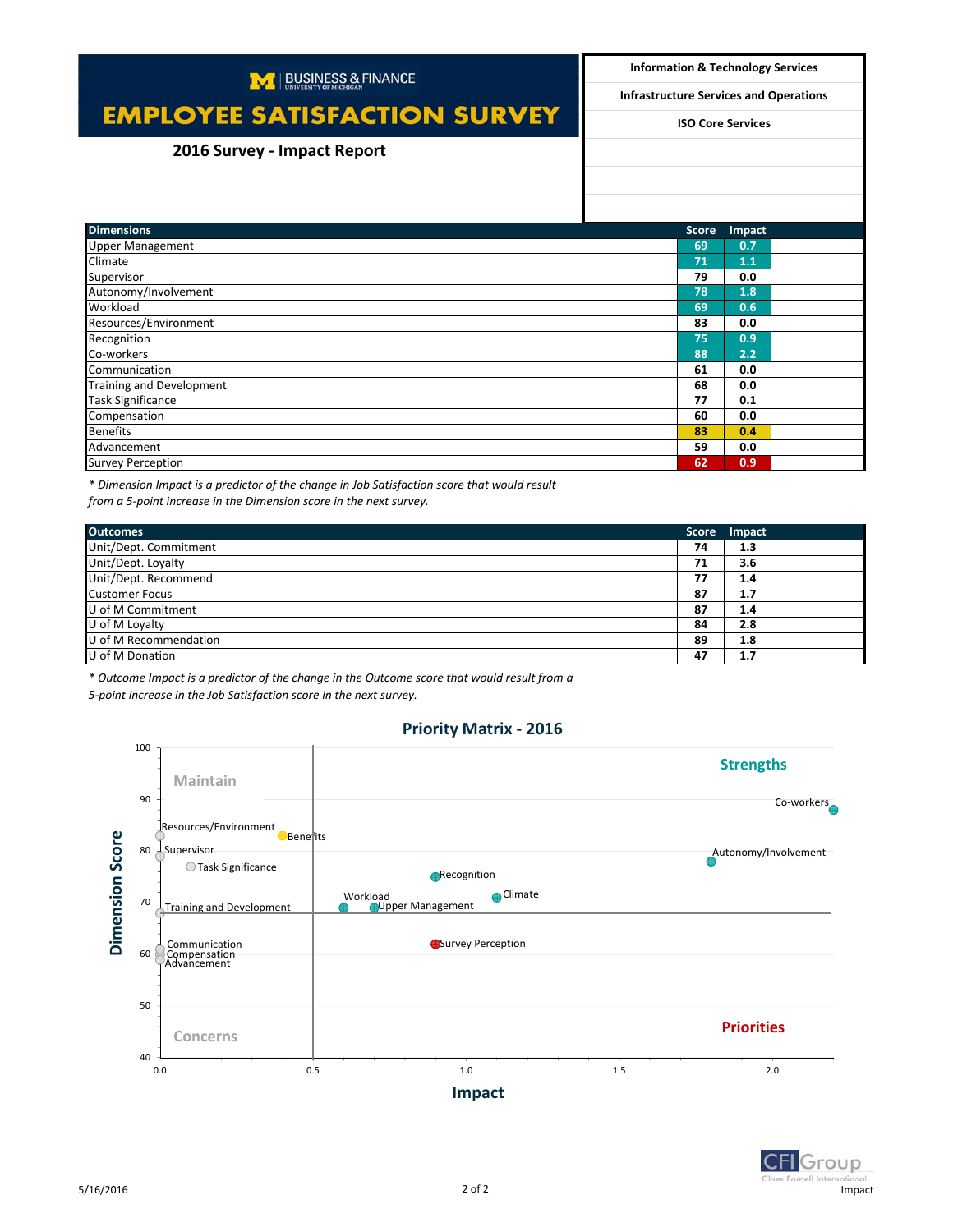BUSINESS & FINANCE
UNIVERSITY OF MICHIGAN

# EMPLOYEE SATISFACTION SURVEY

**2016 Survey - Impact Report**

| |
|---|
| **Information & Technology Services** |
| **Infrastructure Services and Operations** |
| **ISO Core Services** |

| Dimensions | Score | Impact |
|---|---|---|
| Upper Management | 69 | 0.7 |
| Climate | 71 | 1.1 |
| Supervisor | 79 | 0.0 |
| Autonomy/Involvement | 78 | 1.8 |
| Workload | 69 | 0.6 |
| Resources/Environment | 83 | 0.0 |
| Recognition | 75 | 0.9 |
| Co-workers | 88 | 2.2 |
| Communication | 61 | 0.0 |
| Training and Development | 68 | 0.0 |
| Task Significance | 77 | 0.1 |
| Compensation | 60 | 0.0 |
| Benefits | 83 | 0.4 |
| Advancement | 59 | 0.0 |
| Survey Perception | 62 | 0.9 |

*\* Dimension Impact is a predictor of the change in Job Satisfaction score that would result from a 5-point increase in the Dimension score in the next survey.*

| Outcomes | Score | Impact |
|---|---|---|
| Unit/Dept. Commitment | 74 | 1.3 |
| Unit/Dept. Loyalty | 71 | 3.6 |
| Unit/Dept. Recommend | 77 | 1.4 |
| Customer Focus | 87 | 1.7 |
| U of M Commitment | 87 | 1.4 |
| U of M Loyalty | 84 | 2.8 |
| U of M Recommendation | 89 | 1.8 |
| U of M Donation | 47 | 1.7 |

*\* Outcome Impact is a predictor of the change in the Outcome score that would result from a 5-point increase in the Job Satisfaction score in the next survey.*

## Priority Matrix - 2016

Maintain
Strengths
Concerns
Priorities

Co-workers
Resources/Environment
Benefits
Supervisor
Autonomy/Involvement
Task Significance
Recognition
Workload
Climate
Upper Management
Training and Development
Survey Perception
Communication
Compensation
Advancement

Dimension Score: 100, 90, 80, 70, 60, 50, 40
Impact: 0.0, 0.5, 1.0, 1.5, 2.0

CFI Group
Claes Fornell International